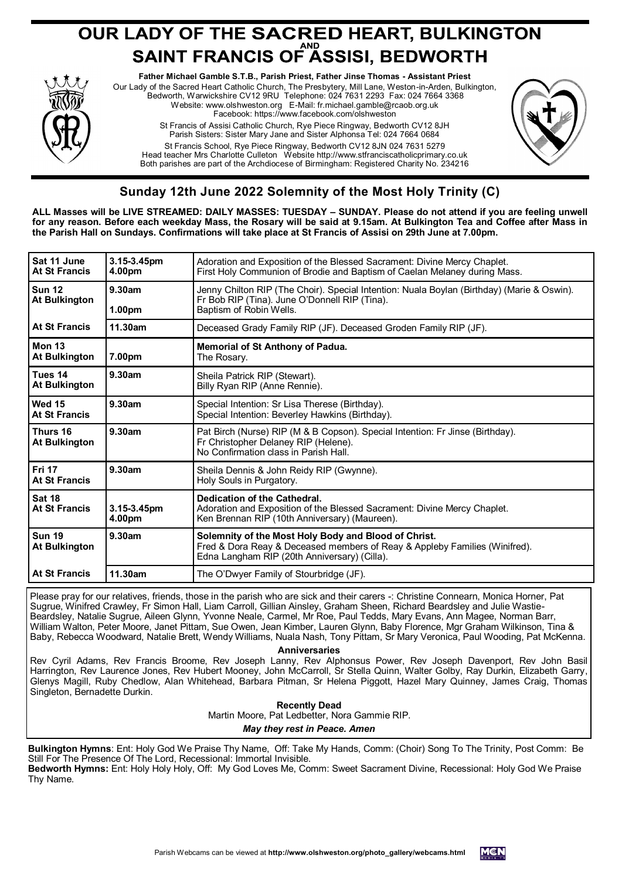# OUR LADY OF THE SACRED HEART, BULKINGTON AND SAINT FRANCIS OF ASSISI, BEDWORTH

**Father Michael Gamble S.T.B., Parish Priest, Father Jinse Thomas - Assistant Priest**
Our Lady of the Sacred Heart Catholic Church, The Presbytery, Mill Lane, Weston-in-Arden, Bulkington, Bedworth, Warwickshire CV12 9RU Telephone: 024 7631 2293 Fax: 024 7664 3368
Website: www.olshweston.org E-Mail: fr.michael.gamble@rcaob.org.uk
Facebook: https://www.facebook.com/olshweston
St Francis of Assisi Catholic Church, Rye Piece Ringway, Bedworth CV12 8JH
Parish Sisters: Sister Mary Jane and Sister Alphonsa Tel: 024 7664 0684
St Francis School, Rye Piece Ringway, Bedworth CV12 8JN 024 7631 5279
Head teacher Mrs Charlotte Culleton Website http://www.stfranciscatholicprimary.co.uk
Both parishes are part of the Archdiocese of Birmingham: Registered Charity No. 234216

## Sunday 12th June 2022 Solemnity of the Most Holy Trinity (C)

**ALL Masses will be LIVE STREAMED: DAILY MASSES: TUESDAY – SUNDAY. Please do not attend if you are feeling unwell for any reason. Before each weekday Mass, the Rosary will be said at 9.15am. At Bulkington Tea and Coffee after Mass in the Parish Hall on Sundays. Confirmations will take place at St Francis of Assisi on 29th June at 7.00pm.**

| Day / Place | Time | Details |
|---|---|---|
| **Sat 11 June At St Francis** | **3.15-3.45pm 4.00pm** | Adoration and Exposition of the Blessed Sacrament: Divine Mercy Chaplet. First Holy Communion of Brodie and Baptism of Caelan Melaney during Mass. |
| **Sun 12 At Bulkington** | **9.30am** | Jenny Chilton RIP (The Choir). Special Intention: Nuala Boylan (Birthday) (Marie & Oswin). Fr Bob RIP (Tina). June O'Donnell RIP (Tina). |
| | **1.00pm** | Baptism of Robin Wells. |
| **At St Francis** | **11.30am** | Deceased Grady Family RIP (JF). Deceased Groden Family RIP (JF). |
| **Mon 13 At Bulkington** | **7.00pm** | **Memorial of St Anthony of Padua.** The Rosary. |
| **Tues 14 At Bulkington** | **9.30am** | Sheila Patrick RIP (Stewart). Billy Ryan RIP (Anne Rennie). |
| **Wed 15 At St Francis** | **9.30am** | Special Intention: Sr Lisa Therese (Birthday). Special Intention: Beverley Hawkins (Birthday). |
| **Thurs 16 At Bulkington** | **9.30am** | Pat Birch (Nurse) RIP (M & B Copson). Special Intention: Fr Jinse (Birthday). Fr Christopher Delaney RIP (Helene). No Confirmation class in Parish Hall. |
| **Fri 17 At St Francis** | **9.30am** | Sheila Dennis & John Reidy RIP (Gwynne). Holy Souls in Purgatory. |
| **Sat 18 At St Francis** | **3.15-3.45pm 4.00pm** | **Dedication of the Cathedral.** Adoration and Exposition of the Blessed Sacrament: Divine Mercy Chaplet. Ken Brennan RIP (10th Anniversary) (Maureen). |
| **Sun 19 At Bulkington** | **9.30am** | **Solemnity of the Most Holy Body and Blood of Christ.** Fred & Dora Reay & Deceased members of Reay & Appleby Families (Winifred). Edna Langham RIP (20th Anniversary) (Cilla). |
| **At St Francis** | **11.30am** | The O'Dwyer Family of Stourbridge (JF). |

Please pray for our relatives, friends, those in the parish who are sick and their carers -: Christine Connearn, Monica Horner, Pat Sugrue, Winifred Crawley, Fr Simon Hall, Liam Carroll, Gillian Ainsley, Graham Sheen, Richard Beardsley and Julie Wastie-Beardsley, Natalie Sugrue, Aileen Glynn, Yvonne Neale, Carmel, Mr Roe, Paul Tedds, Mary Evans, Ann Magee, Norman Barr, William Walton, Peter Moore, Janet Pittam, Sue Owen, Jean Kimber, Lauren Glynn, Baby Florence, Mgr Graham Wilkinson, Tina & Baby, Rebecca Woodward, Natalie Brett, Wendy Williams, Nuala Nash, Tony Pittam, Sr Mary Veronica, Paul Wooding, Pat McKenna.

**Anniversaries**

Rev Cyril Adams, Rev Francis Broome, Rev Joseph Lanny, Rev Alphonsus Power, Rev Joseph Davenport, Rev John Basil Harrington, Rev Laurence Jones, Rev Hubert Mooney, John McCarroll, Sr Stella Quinn, Walter Golby, Ray Durkin, Elizabeth Garry, Glenys Magill, Ruby Chedlow, Alan Whitehead, Barbara Pitman, Sr Helena Piggott, Hazel Mary Quinney, James Craig, Thomas Singleton, Bernadette Durkin.

**Recently Dead**

Martin Moore, Pat Ledbetter, Nora Gammie RIP.

***May they rest in Peace. Amen***

**Bulkington Hymns**: Ent: Holy God We Praise Thy Name, Off: Take My Hands, Comm: (Choir) Song To The Trinity, Post Comm: Be Still For The Presence Of The Lord, Recessional: Immortal Invisible.

**Bedworth Hymns:** Ent: Holy Holy Holy, Off: My God Loves Me, Comm: Sweet Sacrament Divine, Recessional: Holy God We Praise Thy Name.

Parish Webcams can be viewed at **http://www.olshweston.org/photo_gallery/webcams.html**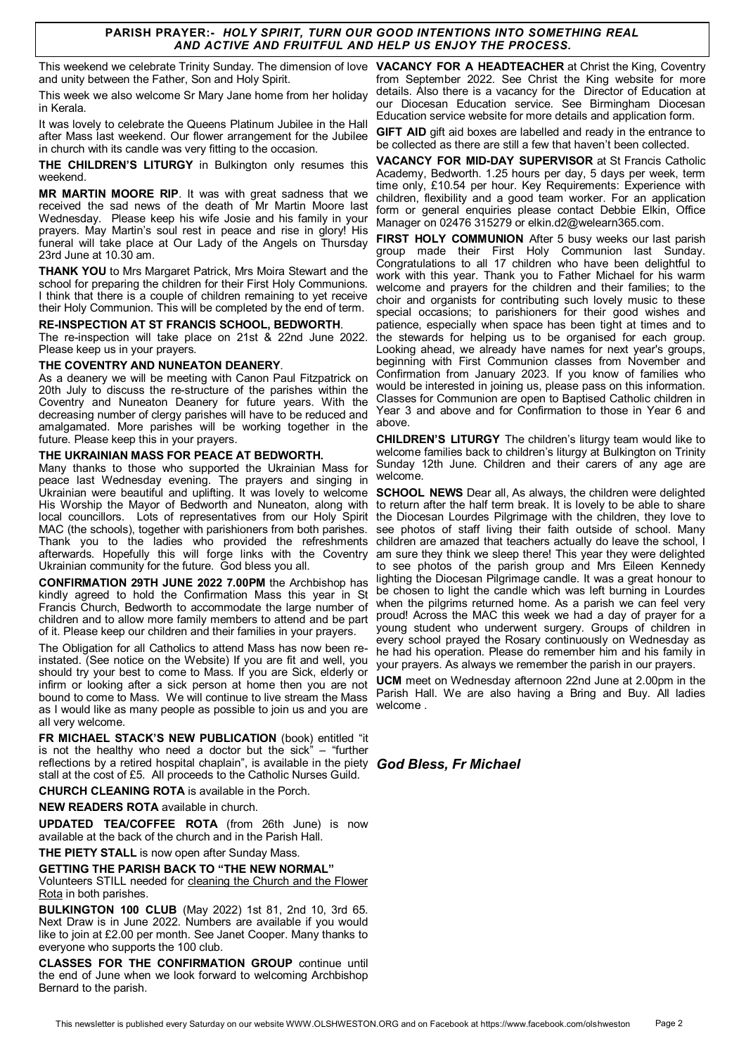**PARISH PRAYER:-** ***HOLY SPIRIT, TURN OUR GOOD INTENTIONS INTO SOMETHING REAL AND ACTIVE AND FRUITFUL AND HELP US ENJOY THE PROCESS.***

This weekend we celebrate Trinity Sunday. The dimension of love and unity between the Father, Son and Holy Spirit.

This week we also welcome Sr Mary Jane home from her holiday in Kerala.

It was lovely to celebrate the Queens Platinum Jubilee in the Hall after Mass last weekend. Our flower arrangement for the Jubilee in church with its candle was very fitting to the occasion.

**THE CHILDREN'S LITURGY** in Bulkington only resumes this weekend.

**MR MARTIN MOORE RIP**. It was with great sadness that we received the sad news of the death of Mr Martin Moore last Wednesday. Please keep his wife Josie and his family in your prayers. May Martin's soul rest in peace and rise in glory! His funeral will take place at Our Lady of the Angels on Thursday 23rd June at 10.30 am.

**THANK YOU** to Mrs Margaret Patrick, Mrs Moira Stewart and the school for preparing the children for their First Holy Communions. I think that there is a couple of children remaining to yet receive their Holy Communion. This will be completed by the end of term.

**RE-INSPECTION AT ST FRANCIS SCHOOL, BEDWORTH**.
The re-inspection will take place on 21st & 22nd June 2022. Please keep us in your prayers.

**THE COVENTRY AND NUNEATON DEANERY**.
As a deanery we will be meeting with Canon Paul Fitzpatrick on 20th July to discuss the re-structure of the parishes within the Coventry and Nuneaton Deanery for future years. With the decreasing number of clergy parishes will have to be reduced and amalgamated. More parishes will be working together in the future. Please keep this in your prayers.

**THE UKRAINIAN MASS FOR PEACE AT BEDWORTH.**
Many thanks to those who supported the Ukrainian Mass for peace last Wednesday evening. The prayers and singing in Ukrainian were beautiful and uplifting. It was lovely to welcome His Worship the Mayor of Bedworth and Nuneaton, along with local councillors. Lots of representatives from our Holy Spirit MAC (the schools), together with parishioners from both parishes. Thank you to the ladies who provided the refreshments afterwards. Hopefully this will forge links with the Coventry Ukrainian community for the future. God bless you all.

**CONFIRMATION 29TH JUNE 2022 7.00PM** the Archbishop has kindly agreed to hold the Confirmation Mass this year in St Francis Church, Bedworth to accommodate the large number of children and to allow more family members to attend and be part of it. Please keep our children and their families in your prayers.

The Obligation for all Catholics to attend Mass has now been re-instated. (See notice on the Website) If you are fit and well, you should try your best to come to Mass. If you are Sick, elderly or infirm or looking after a sick person at home then you are not bound to come to Mass. We will continue to live stream the Mass as I would like as many people as possible to join us and you are all very welcome.

**FR MICHAEL STACK'S NEW PUBLICATION** (book) entitled "it is not the healthy who need a doctor but the sick" – "further reflections by a retired hospital chaplain", is available in the piety stall at the cost of £5. All proceeds to the Catholic Nurses Guild.

**CHURCH CLEANING ROTA** is available in the Porch.

**NEW READERS ROTA** available in church.

**UPDATED TEA/COFFEE ROTA** (from 26th June) is now available at the back of the church and in the Parish Hall.

**THE PIETY STALL** is now open after Sunday Mass.

**GETTING THE PARISH BACK TO "THE NEW NORMAL"**
Volunteers STILL needed for <u>cleaning the Church and the Flower Rota</u> in both parishes.

**BULKINGTON 100 CLUB** (May 2022) 1st 81, 2nd 10, 3rd 65. Next Draw is in June 2022. Numbers are available if you would like to join at £2.00 per month. See Janet Cooper. Many thanks to everyone who supports the 100 club.

**CLASSES FOR THE CONFIRMATION GROUP** continue until the end of June when we look forward to welcoming Archbishop Bernard to the parish.

**VACANCY FOR A HEADTEACHER** at Christ the King, Coventry from September 2022. See Christ the King website for more details. Also there is a vacancy for the Director of Education at our Diocesan Education service. See Birmingham Diocesan Education service website for more details and application form.

**GIFT AID** gift aid boxes are labelled and ready in the entrance to be collected as there are still a few that haven't been collected.

**VACANCY FOR MID-DAY SUPERVISOR** at St Francis Catholic Academy, Bedworth. 1.25 hours per day, 5 days per week, term time only, £10.54 per hour. Key Requirements: Experience with children, flexibility and a good team worker. For an application form or general enquiries please contact Debbie Elkin, Office Manager on 02476 315279 or elkin.d2@welearn365.com.

**FIRST HOLY COMMUNION** After 5 busy weeks our last parish group made their First Holy Communion last Sunday. Congratulations to all 17 children who have been delightful to work with this year. Thank you to Father Michael for his warm welcome and prayers for the children and their families; to the choir and organists for contributing such lovely music to these special occasions; to parishioners for their good wishes and patience, especially when space has been tight at times and to the stewards for helping us to be organised for each group. Looking ahead, we already have names for next year's groups, beginning with First Communion classes from November and Confirmation from January 2023. If you know of families who would be interested in joining us, please pass on this information. Classes for Communion are open to Baptised Catholic children in Year 3 and above and for Confirmation to those in Year 6 and above.

**CHILDREN'S LITURGY** The children's liturgy team would like to welcome families back to children's liturgy at Bulkington on Trinity Sunday 12th June. Children and their carers of any age are welcome.

**SCHOOL NEWS** Dear all, As always, the children were delighted to return after the half term break. It is lovely to be able to share the Diocesan Lourdes Pilgrimage with the children, they love to see photos of staff living their faith outside of school. Many children are amazed that teachers actually do leave the school, I am sure they think we sleep there! This year they were delighted to see photos of the parish group and Mrs Eileen Kennedy lighting the Diocesan Pilgrimage candle. It was a great honour to be chosen to light the candle which was left burning in Lourdes when the pilgrims returned home. As a parish we can feel very proud! Across the MAC this week we had a day of prayer for a young student who underwent surgery. Groups of children in every school prayed the Rosary continuously on Wednesday as he had his operation. Please do remember him and his family in your prayers. As always we remember the parish in our prayers.

**UCM** meet on Wednesday afternoon 22nd June at 2.00pm in the Parish Hall. We are also having a Bring and Buy. All ladies welcome .

***God Bless, Fr Michael***

This newsletter is published every Saturday on our website WWW.OLSHWESTON.ORG and on Facebook at https://www.facebook.com/olshweston